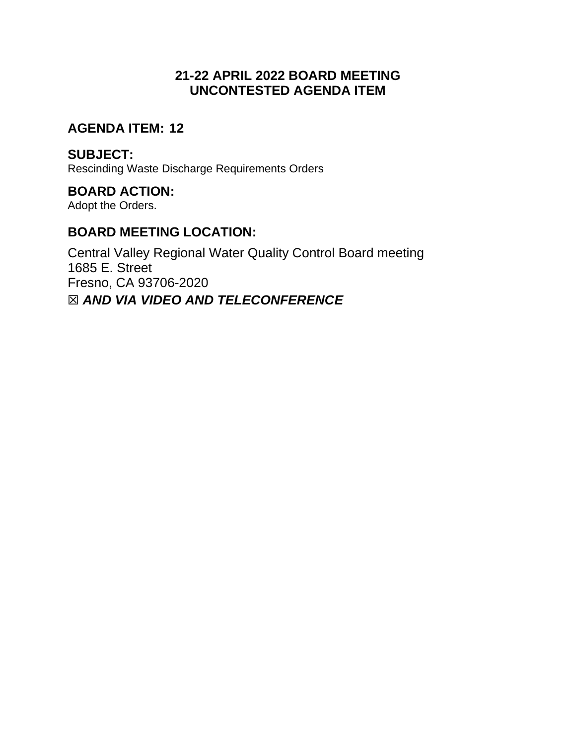# 21-22 APRIL 2022 BOARD MEETING
# UNCONTESTED AGENDA ITEM

## AGENDA ITEM: 12

## SUBJECT:

Rescinding Waste Discharge Requirements Orders

## BOARD ACTION:

Adopt the Orders.

## BOARD MEETING LOCATION:

Central Valley Regional Water Quality Control Board meeting
1685 E. Street
Fresno, CA 93706-2020

☒ ***AND VIA VIDEO AND TELECONFERENCE***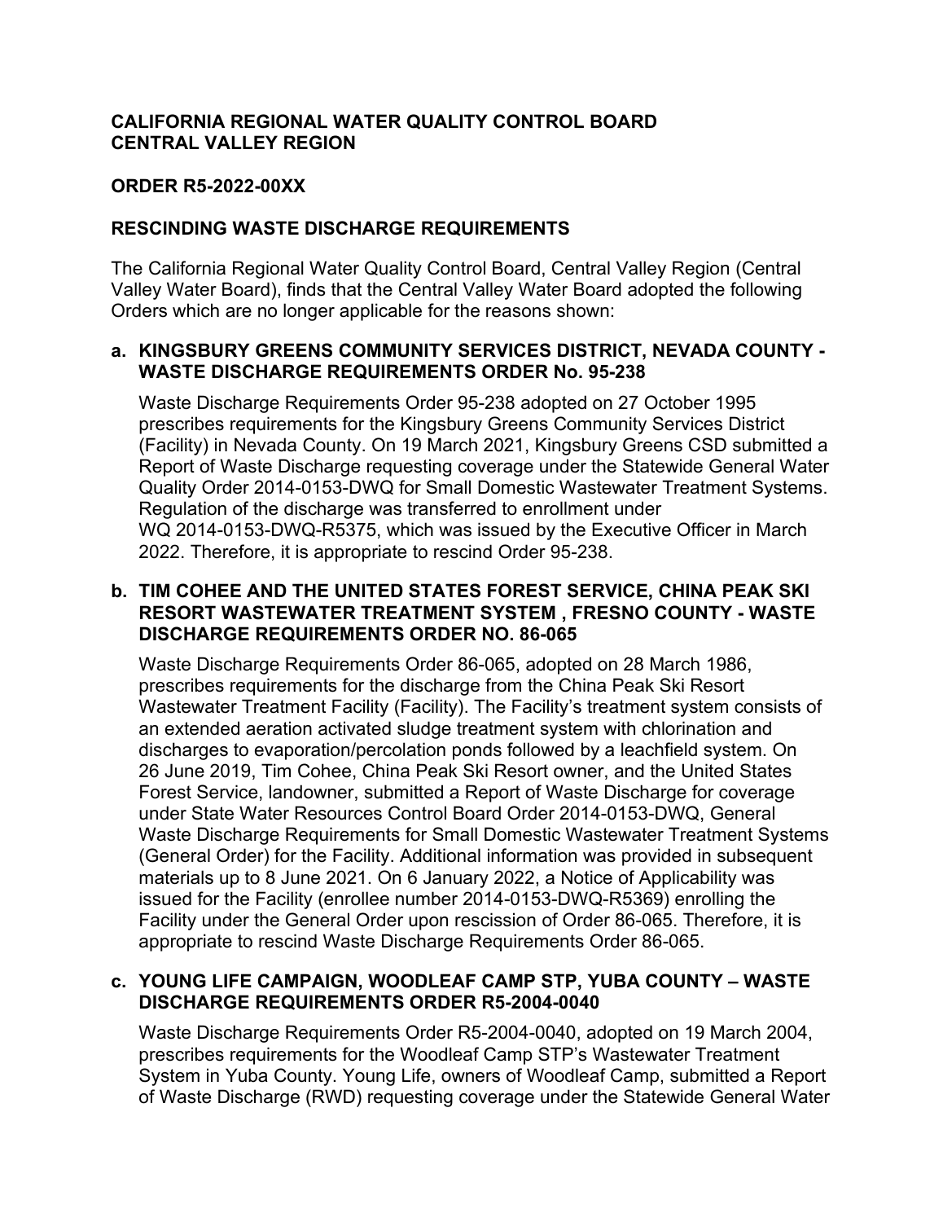**CALIFORNIA REGIONAL WATER QUALITY CONTROL BOARD**
**CENTRAL VALLEY REGION**

**ORDER R5-2022-00XX**

**RESCINDING WASTE DISCHARGE REQUIREMENTS**

The California Regional Water Quality Control Board, Central Valley Region (Central Valley Water Board), finds that the Central Valley Water Board adopted the following Orders which are no longer applicable for the reasons shown:

**a. KINGSBURY GREENS COMMUNITY SERVICES DISTRICT, NEVADA COUNTY - WASTE DISCHARGE REQUIREMENTS ORDER No. 95-238**

Waste Discharge Requirements Order 95-238 adopted on 27 October 1995 prescribes requirements for the Kingsbury Greens Community Services District (Facility) in Nevada County. On 19 March 2021, Kingsbury Greens CSD submitted a Report of Waste Discharge requesting coverage under the Statewide General Water Quality Order 2014-0153-DWQ for Small Domestic Wastewater Treatment Systems. Regulation of the discharge was transferred to enrollment under WQ 2014-0153-DWQ-R5375, which was issued by the Executive Officer in March 2022. Therefore, it is appropriate to rescind Order 95-238.

**b. TIM COHEE AND THE UNITED STATES FOREST SERVICE, CHINA PEAK SKI RESORT WASTEWATER TREATMENT SYSTEM , FRESNO COUNTY - WASTE DISCHARGE REQUIREMENTS ORDER NO. 86-065**

Waste Discharge Requirements Order 86-065, adopted on 28 March 1986, prescribes requirements for the discharge from the China Peak Ski Resort Wastewater Treatment Facility (Facility). The Facility's treatment system consists of an extended aeration activated sludge treatment system with chlorination and discharges to evaporation/percolation ponds followed by a leachfield system. On 26 June 2019, Tim Cohee, China Peak Ski Resort owner, and the United States Forest Service, landowner, submitted a Report of Waste Discharge for coverage under State Water Resources Control Board Order 2014-0153-DWQ, General Waste Discharge Requirements for Small Domestic Wastewater Treatment Systems (General Order) for the Facility. Additional information was provided in subsequent materials up to 8 June 2021. On 6 January 2022, a Notice of Applicability was issued for the Facility (enrollee number 2014-0153-DWQ-R5369) enrolling the Facility under the General Order upon rescission of Order 86-065. Therefore, it is appropriate to rescind Waste Discharge Requirements Order 86-065.

**c. YOUNG LIFE CAMPAIGN, WOODLEAF CAMP STP, YUBA COUNTY – WASTE DISCHARGE REQUIREMENTS ORDER R5-2004-0040**

Waste Discharge Requirements Order R5-2004-0040, adopted on 19 March 2004, prescribes requirements for the Woodleaf Camp STP's Wastewater Treatment System in Yuba County. Young Life, owners of Woodleaf Camp, submitted a Report of Waste Discharge (RWD) requesting coverage under the Statewide General Water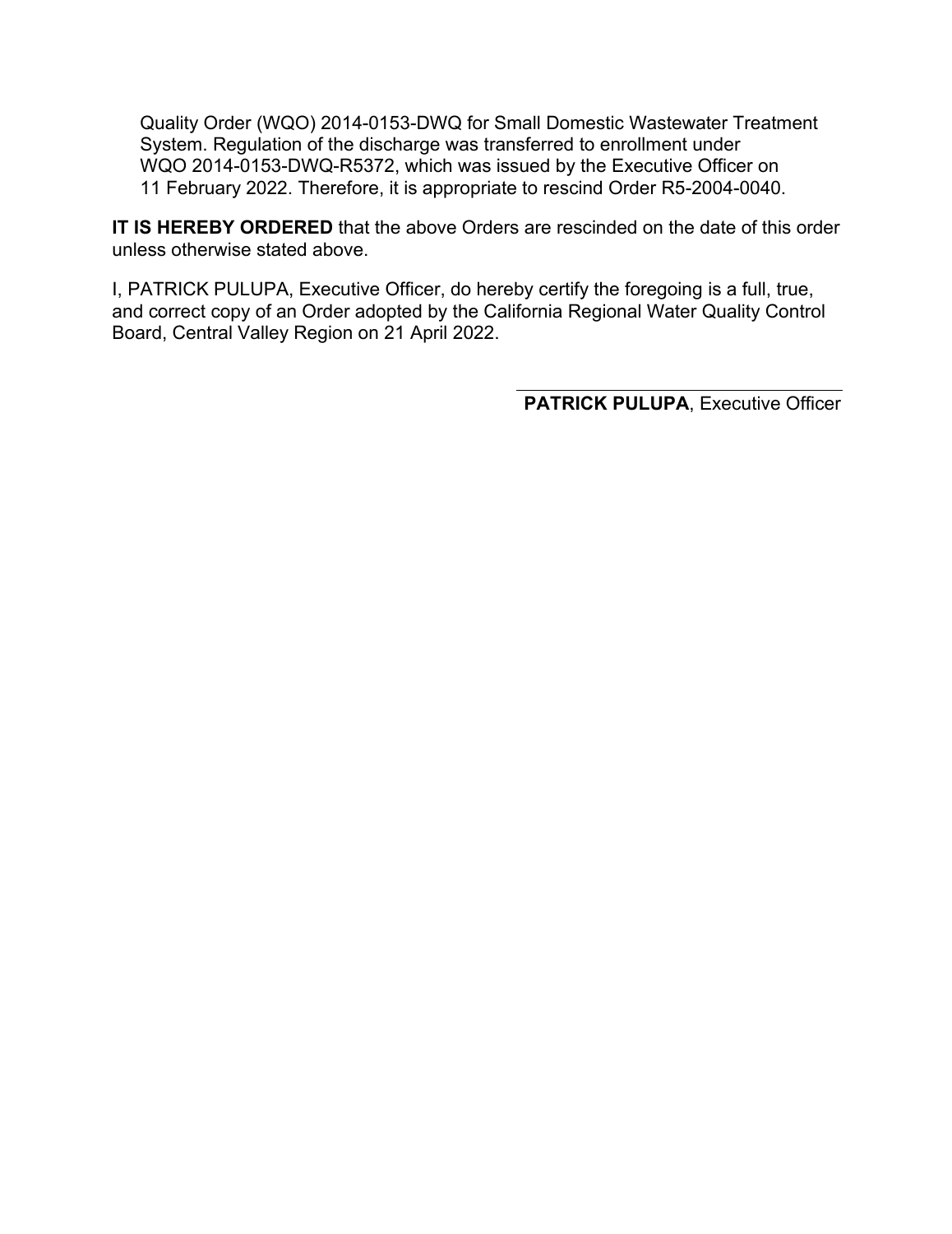Quality Order (WQO) 2014-0153-DWQ for Small Domestic Wastewater Treatment System. Regulation of the discharge was transferred to enrollment under WQO 2014-0153-DWQ-R5372, which was issued by the Executive Officer on 11 February 2022. Therefore, it is appropriate to rescind Order R5-2004-0040.

**IT IS HEREBY ORDERED** that the above Orders are rescinded on the date of this order unless otherwise stated above.

I, PATRICK PULUPA, Executive Officer, do hereby certify the foregoing is a full, true, and correct copy of an Order adopted by the California Regional Water Quality Control Board, Central Valley Region on 21 April 2022.

**PATRICK PULUPA**, Executive Officer